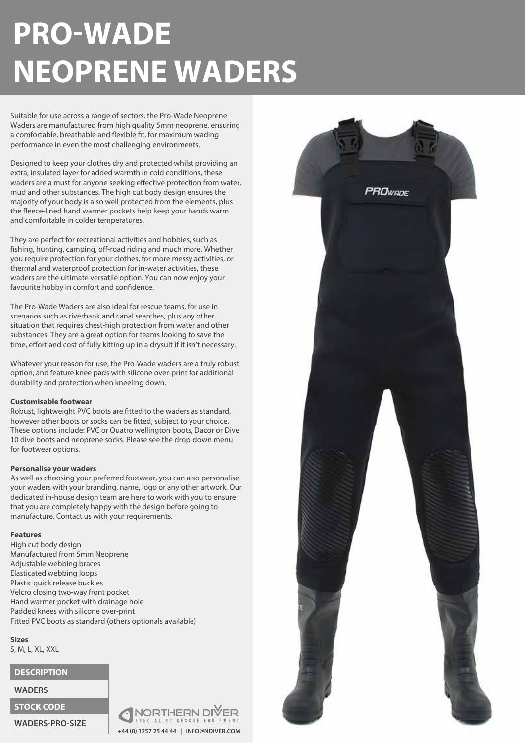# PRO-WADE NEOPRENE WADERS

Suitable for use across a range of sectors, the Pro-Wade Neoprene Waders are manufactured from high quality 5mm neoprene, ensuring a comfortable, breathable and flexible fit, for maximum wading performance in even the most challenging environments.

Designed to keep your clothes dry and protected whilst providing an extra, insulated layer for added warmth in cold conditions, these waders are a must for anyone seeking effective protection from water, mud and other substances. The high cut body design ensures the majority of your body is also well protected from the elements, plus the fleece-lined hand warmer pockets help keep your hands warm and comfortable in colder temperatures.

They are perfect for recreational activities and hobbies, such as fishing, hunting, camping, off-road riding and much more. Whether you require protection for your clothes, for more messy activities, or thermal and waterproof protection for in-water activities, these waders are the ultimate versatile option. You can now enjoy your favourite hobby in comfort and confidence.

The Pro-Wade Waders are also ideal for rescue teams, for use in scenarios such as riverbank and canal searches, plus any other situation that requires chest-high protection from water and other substances. They are a great option for teams looking to save the time, effort and cost of fully kitting up in a drysuit if it isn't necessary.

Whatever your reason for use, the Pro-Wade waders are a truly robust option, and feature knee pads with silicone over-print for additional durability and protection when kneeling down.

**Customisable footwear**

Robust, lightweight PVC boots are fitted to the waders as standard, however other boots or socks can be fitted, subject to your choice. These options include: PVC or Quatro wellington boots, Dacor or Dive 10 dive boots and neoprene socks. Please see the drop-down menu for footwear options.

**Personalise your waders**

As well as choosing your preferred footwear, you can also personalise your waders with your branding, name, logo or any other artwork. Our dedicated in-house design team are here to work with you to ensure that you are completely happy with the design before going to manufacture. Contact us with your requirements.

**Features**

High cut body design
Manufactured from 5mm Neoprene
Adjustable webbing braces
Elasticated webbing loops
Plastic quick release buckles
Velcro closing two-way front pocket
Hand warmer pocket with drainage hole
Padded knees with silicone over-print
Fitted PVC boots as standard (others optionals available)

**Sizes**

S, M, L, XL, XXL

| DESCRIPTION |
| --- |
| WADERS |
| **STOCK CODE** |
| WADERS-PRO-SIZE |

NORTHERN DIVER
SPECIALIST RESCUE EQUIPMENT
+44 (0) 1257 25 44 44 | INFO@NDIVER.COM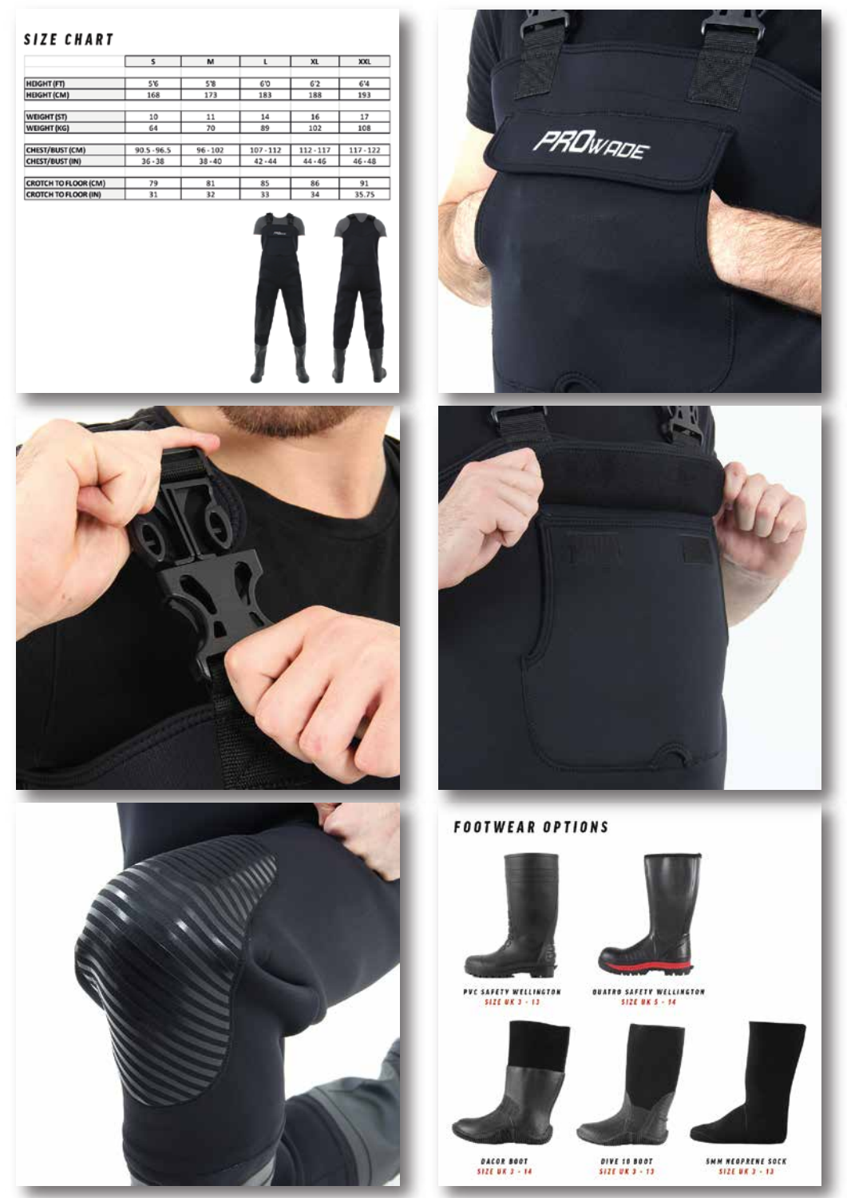## SIZE CHART

| | S | M | L | XL | XXL |
|---|---|---|---|---|---|
| HEIGHT (FT) | 5'6 | 5'8 | 6'0 | 6'2 | 6'4 |
| HEIGHT (CM) | 168 | 173 | 183 | 188 | 193 |
| WEIGHT (ST) | 10 | 11 | 14 | 16 | 17 |
| WEIGHT (KG) | 64 | 70 | 89 | 102 | 108 |
| CHEST/BUST (CM) | 90.5 - 96.5 | 96 - 102 | 107 - 112 | 112 - 117 | 117 - 122 |
| CHEST/BUST (IN) | 36 - 38 | 38 - 40 | 42 - 44 | 44 - 46 | 46 - 48 |
| CROTCH TO FLOOR (CM) | 79 | 81 | 85 | 86 | 91 |
| CROTCH TO FLOOR (IN) | 31 | 32 | 33 | 34 | 35.75 |

PROWADE

## FOOTWEAR OPTIONS

PVC SAFETY WELLINGTON
SIZE UK 3 - 13

QUATRO SAFETY WELLINGTON
SIZE UK 5 - 14

DACOR BOOT
SIZE UK 3 - 14

DIVE 10 BOOT
SIZE UK 3 - 13

5MM NEOPRENE SOCK
SIZE UK 3 - 13